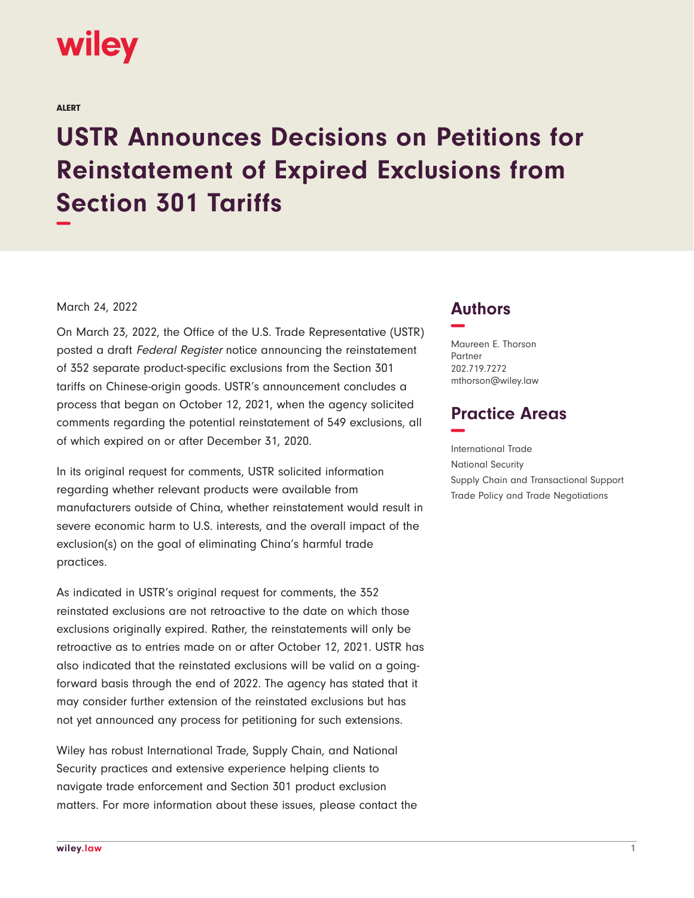wiley

ALERT

# USTR Announces Decisions on Petitions for Reinstatement of Expired Exclusions from Section 301 Tariffs

March 24, 2022

On March 23, 2022, the Office of the U.S. Trade Representative (USTR) posted a draft *Federal Register* notice announcing the reinstatement of 352 separate product-specific exclusions from the Section 301 tariffs on Chinese-origin goods. USTR's announcement concludes a process that began on October 12, 2021, when the agency solicited comments regarding the potential reinstatement of 549 exclusions, all of which expired on or after December 31, 2020.

In its original request for comments, USTR solicited information regarding whether relevant products were available from manufacturers outside of China, whether reinstatement would result in severe economic harm to U.S. interests, and the overall impact of the exclusion(s) on the goal of eliminating China's harmful trade practices.

As indicated in USTR's original request for comments, the 352 reinstated exclusions are not retroactive to the date on which those exclusions originally expired. Rather, the reinstatements will only be retroactive as to entries made on or after October 12, 2021. USTR has also indicated that the reinstated exclusions will be valid on a going-forward basis through the end of 2022. The agency has stated that it may consider further extension of the reinstated exclusions but has not yet announced any process for petitioning for such extensions.

Wiley has robust International Trade, Supply Chain, and National Security practices and extensive experience helping clients to navigate trade enforcement and Section 301 product exclusion matters. For more information about these issues, please contact the

## Authors

Maureen E. Thorson
Partner
202.719.7272
mthorson@wiley.law

## Practice Areas

International Trade
National Security
Supply Chain and Transactional Support
Trade Policy and Trade Negotiations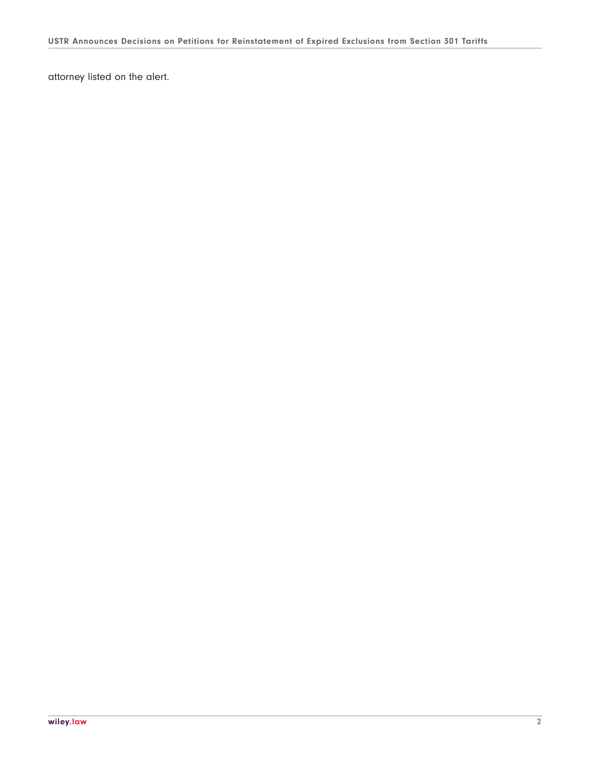attorney listed on the alert.